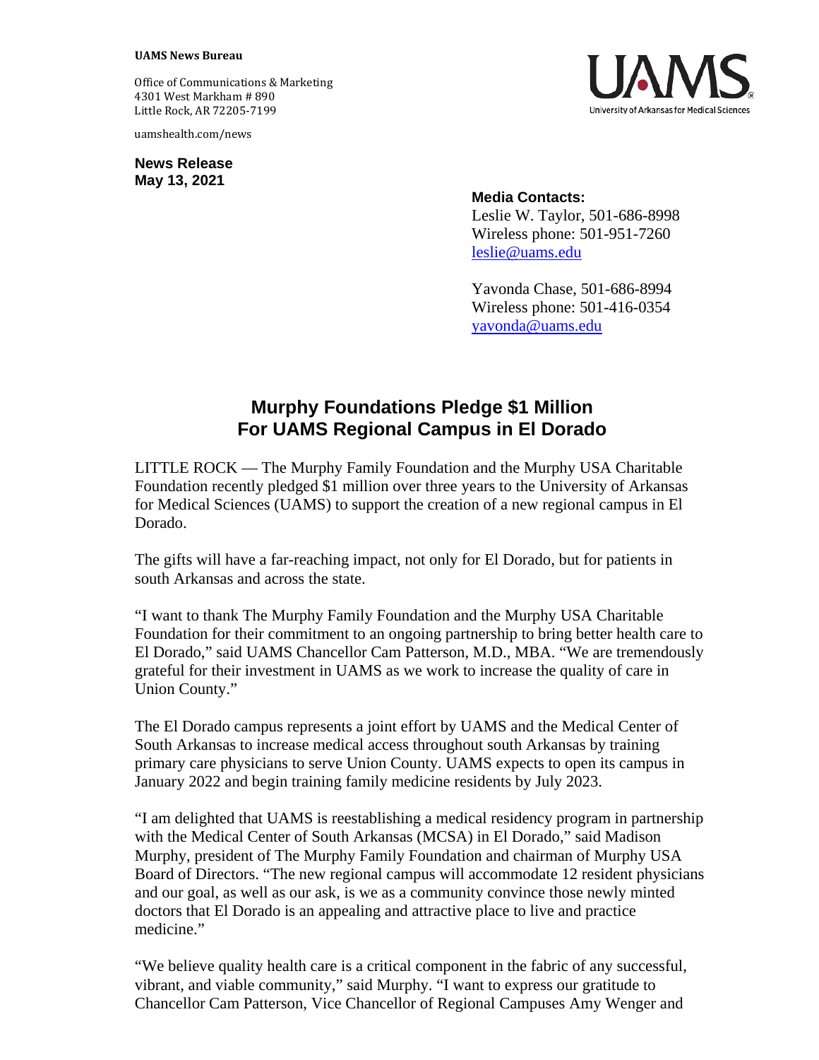**UAMS News Bureau**

Office of Communications & Marketing
4301 West Markham # 890
Little Rock, AR 72205-7199

uamshealth.com/news

UAMS
University of Arkansas for Medical Sciences

**News Release**
**May 13, 2021**

**Media Contacts:**
Leslie W. Taylor, 501-686-8998
Wireless phone: 501-951-7260
leslie@uams.edu

Yavonda Chase, 501-686-8994
Wireless phone: 501-416-0354
yavonda@uams.edu

# Murphy Foundations Pledge $1 Million For UAMS Regional Campus in El Dorado

LITTLE ROCK — The Murphy Family Foundation and the Murphy USA Charitable Foundation recently pledged $1 million over three years to the University of Arkansas for Medical Sciences (UAMS) to support the creation of a new regional campus in El Dorado.

The gifts will have a far-reaching impact, not only for El Dorado, but for patients in south Arkansas and across the state.

"I want to thank The Murphy Family Foundation and the Murphy USA Charitable Foundation for their commitment to an ongoing partnership to bring better health care to El Dorado," said UAMS Chancellor Cam Patterson, M.D., MBA. "We are tremendously grateful for their investment in UAMS as we work to increase the quality of care in Union County."

The El Dorado campus represents a joint effort by UAMS and the Medical Center of South Arkansas to increase medical access throughout south Arkansas by training primary care physicians to serve Union County. UAMS expects to open its campus in January 2022 and begin training family medicine residents by July 2023.

"I am delighted that UAMS is reestablishing a medical residency program in partnership with the Medical Center of South Arkansas (MCSA) in El Dorado," said Madison Murphy, president of The Murphy Family Foundation and chairman of Murphy USA Board of Directors. "The new regional campus will accommodate 12 resident physicians and our goal, as well as our ask, is we as a community convince those newly minted doctors that El Dorado is an appealing and attractive place to live and practice medicine."

"We believe quality health care is a critical component in the fabric of any successful, vibrant, and viable community," said Murphy. "I want to express our gratitude to Chancellor Cam Patterson, Vice Chancellor of Regional Campuses Amy Wenger and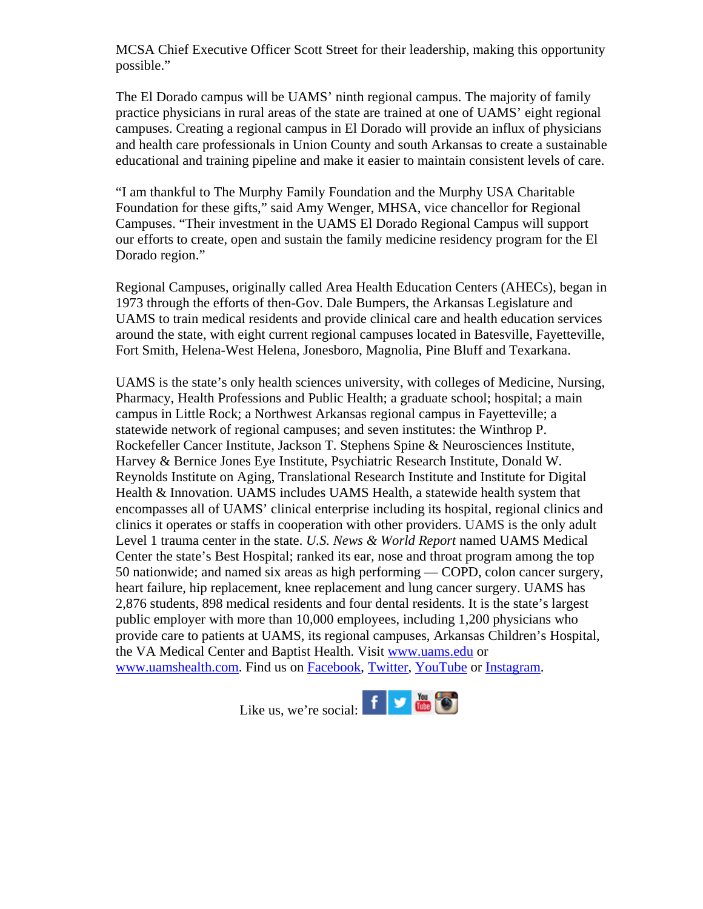MCSA Chief Executive Officer Scott Street for their leadership, making this opportunity possible."

The El Dorado campus will be UAMS' ninth regional campus. The majority of family practice physicians in rural areas of the state are trained at one of UAMS' eight regional campuses. Creating a regional campus in El Dorado will provide an influx of physicians and health care professionals in Union County and south Arkansas to create a sustainable educational and training pipeline and make it easier to maintain consistent levels of care.

"I am thankful to The Murphy Family Foundation and the Murphy USA Charitable Foundation for these gifts," said Amy Wenger, MHSA, vice chancellor for Regional Campuses. "Their investment in the UAMS El Dorado Regional Campus will support our efforts to create, open and sustain the family medicine residency program for the El Dorado region."

Regional Campuses, originally called Area Health Education Centers (AHECs), began in 1973 through the efforts of then-Gov. Dale Bumpers, the Arkansas Legislature and UAMS to train medical residents and provide clinical care and health education services around the state, with eight current regional campuses located in Batesville, Fayetteville, Fort Smith, Helena-West Helena, Jonesboro, Magnolia, Pine Bluff and Texarkana.

UAMS is the state's only health sciences university, with colleges of Medicine, Nursing, Pharmacy, Health Professions and Public Health; a graduate school; hospital; a main campus in Little Rock; a Northwest Arkansas regional campus in Fayetteville; a statewide network of regional campuses; and seven institutes: the Winthrop P. Rockefeller Cancer Institute, Jackson T. Stephens Spine & Neurosciences Institute, Harvey & Bernice Jones Eye Institute, Psychiatric Research Institute, Donald W. Reynolds Institute on Aging, Translational Research Institute and Institute for Digital Health & Innovation. UAMS includes UAMS Health, a statewide health system that encompasses all of UAMS' clinical enterprise including its hospital, regional clinics and clinics it operates or staffs in cooperation with other providers. UAMS is the only adult Level 1 trauma center in the state. *U.S. News & World Report* named UAMS Medical Center the state's Best Hospital; ranked its ear, nose and throat program among the top 50 nationwide; and named six areas as high performing — COPD, colon cancer surgery, heart failure, hip replacement, knee replacement and lung cancer surgery. UAMS has 2,876 students, 898 medical residents and four dental residents. It is the state's largest public employer with more than 10,000 employees, including 1,200 physicians who provide care to patients at UAMS, its regional campuses, Arkansas Children's Hospital, the VA Medical Center and Baptist Health. Visit [www.uams.edu](www.uams.edu) or [www.uamshealth.com](www.uamshealth.com). Find us on Facebook, Twitter, YouTube or Instagram.

Like us, we're social: